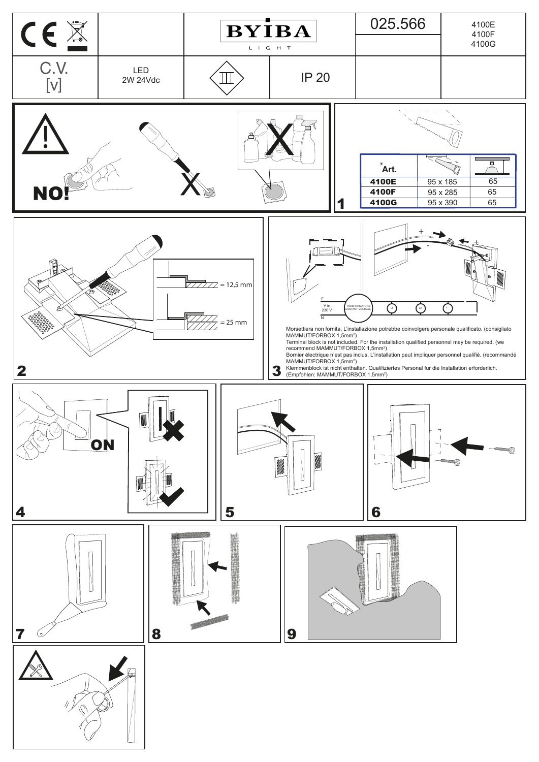| CE | | BYIBA LIGHT | 025.566 | 4100E 4100F 4100G |
|---|---|---|---|---|
| C.V. [v] | LED 2W 24Vdc | | IP 20 | |

NO!

1

| *Art. | | |
|---|---|---|
| 4100E | 95 x 185 | 65 |
| 4100F | 95 x 285 | 65 |
| 4100G | 95 x 390 | 65 |

2

= 12,5 mm

= 25 mm

3

F

V in 230 V

N

TRASFORMATORE COSTANT VOLTAGE

L1 L2 L...

Morsettiera non fornita. L'installazione potrebbe coinvolgere personale qualificato. (consigliato MAMMUT/FORBOX 1,5mm²)

Terminal block is not included. For the installation qualified personnel may be required. (we recommend MAMMUT/FORBOX 1,5mm²)

Bornier électrique n'est pas inclus. L'installation peut impliquer personnel qualifié. (recommandé MAMMUT/FORBOX 1,5mm²)

Klemmenblock ist nicht enthalten. Qualifiziertes Personal für die Installation erforderlich. (Empfohlen: MAMMUT/FORBOX 1,5mm²)

4

ON

5

6

7

8

9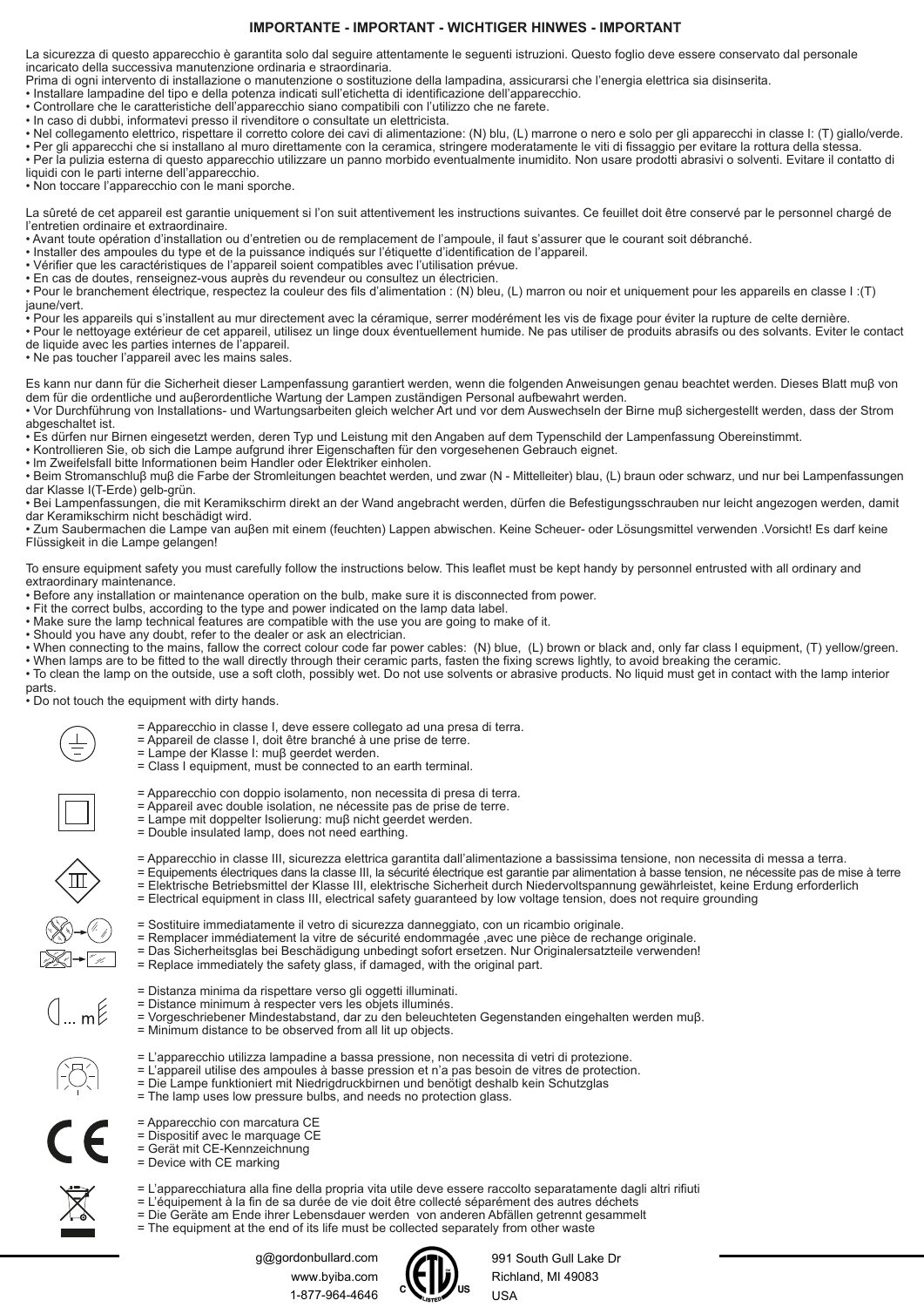# IMPORTANTE - IMPORTANT - WICHTIGER HINWES - IMPORTANT

La sicurezza di questo apparecchio è garantita solo dal seguire attentamente le seguenti istruzioni. Questo foglio deve essere conservato dal personale incaricato della successiva manutenzione ordinaria e straordinaria.
Prima di ogni intervento di installazione o manutenzione o sostituzione della lampadina, assicurarsi che l'energia elettrica sia disinserita.
• Installare lampadine del tipo e della potenza indicati sull'etichetta di identificazione dell'apparecchio.
• Controllare che le caratteristiche dell'apparecchio siano compatibili con l'utilizzo che ne farete.
• In caso di dubbi, informatevi presso il rivenditore o consultate un elettricista.
• Nel collegamento elettrico, rispettare il corretto colore dei cavi di alimentazione: (N) blu, (L) marrone o nero e solo per gli apparecchi in classe I: (T) giallo/verde.
• Per gli apparecchi che si installano al muro direttamente con la ceramica, stringere moderatamente le viti di fissaggio per evitare la rottura della stessa.
• Per la pulizia esterna di questo apparecchio utilizzare un panno morbido eventualmente inumidito. Non usare prodotti abrasivi o solventi. Evitare il contatto di liquidi con le parti interne dell'apparecchio.
• Non toccare l'apparecchio con le mani sporche.

La sûreté de cet appareil est garantie uniquement si l'on suit attentivement les instructions suivantes. Ce feuillet doit être conservé par le personnel chargé de l'entretien ordinaire et extraordinaire.
• Avant toute opération d'installation ou d'entretien ou de remplacement de l'ampoule, il faut s'assurer que le courant soit débranché.
• Installer des ampoules du type et de la puissance indiqués sur l'étiquette d'identification de l'appareil.
• Vérifier que les caractéristiques de l'appareil soient compatibles avec l'utilisation prévue.
• En cas de doutes, renseignez-vous auprès du revendeur ou consultez un électricien.
• Pour le branchement électrique, respectez la couleur des fils d'alimentation : (N) bleu, (L) marron ou noir et uniquement pour les appareils en classe I :(T) jaune/vert.
• Pour les appareils qui s'installent au mur directement avec la céramique, serrer modérément les vis de fixage pour éviter la rupture de celte dernière.
• Pour le nettoyage extérieur de cet appareil, utilisez un linge doux éventuellement humide. Ne pas utiliser de produits abrasifs ou des solvants. Eviter le contact de liquide avec les parties internes de l'appareil.
• Ne pas toucher l'appareil avec les mains sales.

Es kann nur dann für die Sicherheit dieser Lampenfassung garantiert werden, wenn die folgenden Anweisungen genau beachtet werden. Dieses Blatt muβ von dem für die ordentliche und auβerordentliche Wartung der Lampen zuständigen Personal aufbewahrt werden.
• Vor Durchführung von Installations- und Wartungsarbeiten gleich welcher Art und vor dem Auswechseln der Birne muβ sichergestellt werden, dass der Strom abgeschaltet ist.
• Es dürfen nur Birnen eingesetzt werden, deren Typ und Leistung mit den Angaben auf dem Typenschild der Lampenfassung Obereinstimmt.
• Kontrollieren Sie, ob sich die Lampe aufgrund ihrer Eigenschaften für den vorgesehenen Gebrauch eignet.
• Im Zweifelsfall bitte lnformationen beim Handler oder Elektriker einholen.
• Beim Stromanschluβ muβ die Farbe der Stromleitungen beachtet werden, und zwar (N - Mittelleiter) blau, (L) braun oder schwarz, und nur bei Lampenfassungen dar Klasse I(T-Erde) gelb-grün.
• Bei Lampenfassungen, die mit Keramikschirm direkt an der Wand angebracht werden, dürfen die Befestigungsschrauben nur leicht angezogen werden, damit dar Keramikschirm nicht beschädigt wird.
• Zum Saubermachen die Lampe van auβen mit einem (feuchten) Lappen abwischen. Keine Scheuer- oder Lösungsmittel verwenden .Vorsicht! Es darf keine Flüssigkeit in die Lampe gelangen!

To ensure equipment safety you must carefully follow the instructions below. This leaflet must be kept handy by personnel entrusted with all ordinary and extraordinary maintenance.
• Before any installation or maintenance operation on the bulb, make sure it is disconnected from power.
• Fit the correct bulbs, according to the type and power indicated on the lamp data label.
• Make sure the lamp technical features are compatible with the use you are going to make of it.
• Should you have any doubt, refer to the dealer or ask an electrician.
• When connecting to the mains, fallow the correct colour code far power cables: (N) blue, (L) brown or black and, only far class I equipment, (T) yellow/green.
• When lamps are to be fitted to the wall directly through their ceramic parts, fasten the fixing screws lightly, to avoid breaking the ceramic.
• To clean the lamp on the outside, use a soft cloth, possibly wet. Do not use solvents or abrasive products. No liquid must get in contact with the lamp interior parts.
• Do not touch the equipment with dirty hands.

= Apparecchio in classe I, deve essere collegato ad una presa di terra.
= Appareil de classe I, doit être branché à une prise de terre.
= Lampe der Klasse I: muβ geerdet werden.
= Class I equipment, must be connected to an earth terminal.

= Apparecchio con doppio isolamento, non necessita di presa di terra.
= Appareil avec double isolation, ne nécessite pas de prise de terre.
= Lampe mit doppelter Isolierung: muβ nicht geerdet werden.
= Double insulated lamp, does not need earthing.

= Apparecchio in classe III, sicurezza elettrica garantita dall'alimentazione a bassissima tensione, non necessita di messa a terra.
= Equipements électriques dans la classe III, la sécurité électrique est garantie par alimentation à basse tension, ne nécessite pas de mise à terre
= Elektrische Betriebsmittel der Klasse III, elektrische Sicherheit durch Niedervoltspannung gewährleistet, keine Erdung erforderlich
= Electrical equipment in class III, electrical safety guaranteed by low voltage tension, does not require grounding

= Sostituire immediatamente il vetro di sicurezza danneggiato, con un ricambio originale.
= Remplacer immédiatement la vitre de sécurité endommagée ,avec une pièce de rechange originale.
= Das Sicherheitsglas bei Beschädigung unbedingt sofort ersetzen. Nur Originalersatzteile verwenden!
= Replace immediately the safety glass, if damaged, with the original part.

... m

= Distanza minima da rispettare verso gli oggetti illuminati.
= Distance minimum à respecter vers les objets illuminés.
= Vorgeschriebener Mindestabstand, dar zu den beleuchteten Gegenstanden eingehalten werden muβ.
= Minimum distance to be observed from all lit up objects.

= L'apparecchio utilizza lampadine a bassa pressione, non necessita di vetri di protezione.
= L'appareil utilise des ampoules à basse pression et n'a pas besoin de vitres de protection.
= Die Lampe funktioniert mit Niedrigdruckbirnen und benötigt deshalb kein Schutzglas
= The lamp uses low pressure bulbs, and needs no protection glass.

= Apparecchio con marcatura CE
= Dispositif avec le marquage CE
= Gerät mit CE-Kennzeichnung
= Device with CE marking

= L'apparecchiatura alla fine della propria vita utile deve essere raccolto separatamente dagli altri rifiuti
= L'équipement à la fin de sa durée de vie doit être collecté séparément des autres déchets
= Die Geräte am Ende ihrer Lebensdauer werden von anderen Abfällen getrennt gesammelt
= The equipment at the end of its life must be collected separately from other waste

g@gordonbullard.com
www.byiba.com
1-877-964-4646

991 South Gull Lake Dr
Richland, MI 49083
USA